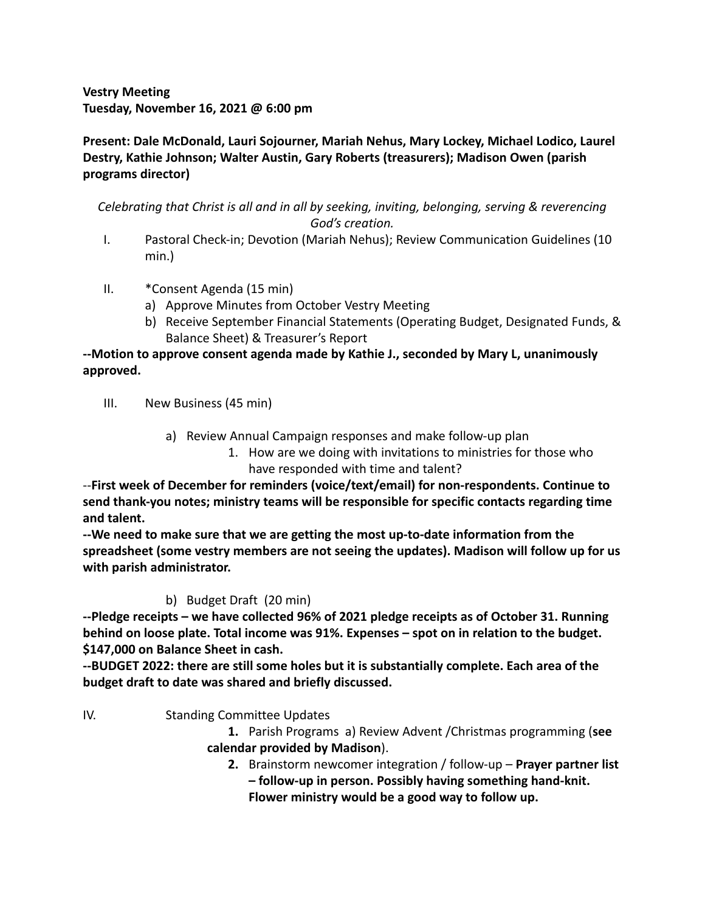**Vestry Meeting**
**Tuesday, November 16, 2021 @ 6:00 pm**

**Present: Dale McDonald, Lauri Sojourner, Mariah Nehus, Mary Lockey, Michael Lodico, Laurel Destry, Kathie Johnson; Walter Austin, Gary Roberts (treasurers); Madison Owen (parish programs director)**

*Celebrating that Christ is all and in all by seeking, inviting, belonging, serving & reverencing God's creation.*

I. Pastoral Check-in; Devotion (Mariah Nehus); Review Communication Guidelines (10 min.)

II. *Consent Agenda (15 min)
   a) Approve Minutes from October Vestry Meeting
   b) Receive September Financial Statements (Operating Budget, Designated Funds, & Balance Sheet) & Treasurer's Report

**--Motion to approve consent agenda made by Kathie J., seconded by Mary L, unanimously approved.**

III. New Business (45 min)

   a) Review Annual Campaign responses and make follow-up plan
      1. How are we doing with invitations to ministries for those who have responded with time and talent?

--**First week of December for reminders (voice/text/email) for non-respondents. Continue to send thank-you notes; ministry teams will be responsible for specific contacts regarding time and talent.**

**--We need to make sure that we are getting the most up-to-date information from the spreadsheet (some vestry members are not seeing the updates). Madison will follow up for us with parish administrator.**

   b) Budget Draft (20 min)

**--Pledge receipts – we have collected 96% of 2021 pledge receipts as of October 31. Running behind on loose plate. Total income was 91%. Expenses – spot on in relation to the budget. $147,000 on Balance Sheet in cash.**

**--BUDGET 2022: there are still some holes but it is substantially complete. Each area of the budget draft to date was shared and briefly discussed.**

IV. Standing Committee Updates

   **1.** Parish Programs a) Review Advent /Christmas programming (**see calendar provided by Madison**).

   **2.** Brainstorm newcomer integration / follow-up – **Prayer partner list – follow-up in person. Possibly having something hand-knit. Flower ministry would be a good way to follow up.**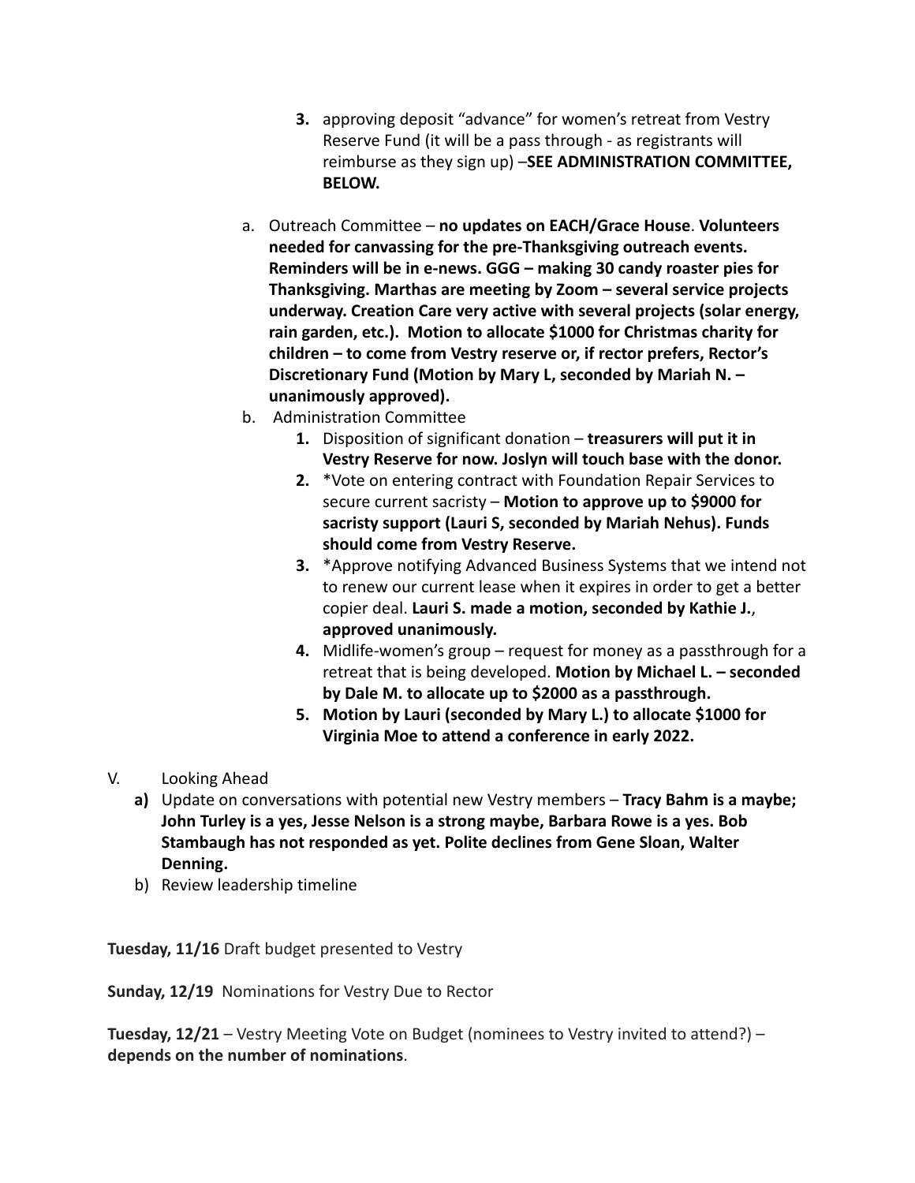3. approving deposit "advance" for women's retreat from Vestry Reserve Fund (it will be a pass through - as registrants will reimburse as they sign up) –**SEE ADMINISTRATION COMMITTEE, BELOW.**

a. Outreach Committee – **no updates on EACH/Grace House**. **Volunteers needed for canvassing for the pre-Thanksgiving outreach events. Reminders will be in e-news. GGG – making 30 candy roaster pies for Thanksgiving. Marthas are meeting by Zoom – several service projects underway. Creation Care very active with several projects (solar energy, rain garden, etc.). Motion to allocate $1000 for Christmas charity for children – to come from Vestry reserve or, if rector prefers, Rector's Discretionary Fund (Motion by Mary L, seconded by Mariah N. – unanimously approved).**

b. Administration Committee
   1. Disposition of significant donation – **treasurers will put it in Vestry Reserve for now. Joslyn will touch base with the donor.**
   2. *Vote on entering contract with Foundation Repair Services to secure current sacristy – **Motion to approve up to $9000 for sacristy support (Lauri S, seconded by Mariah Nehus). Funds should come from Vestry Reserve.**
   3. *Approve notifying Advanced Business Systems that we intend not to renew our current lease when it expires in order to get a better copier deal. **Lauri S. made a motion, seconded by Kathie J.**, **approved unanimously.**
   4. Midlife-women's group – request for money as a passthrough for a retreat that is being developed. **Motion by Michael L. – seconded by Dale M. to allocate up to $2000 as a passthrough.**
   5. **Motion by Lauri (seconded by Mary L.) to allocate $1000 for Virginia Moe to attend a conference in early 2022.**

V. Looking Ahead

a) Update on conversations with potential new Vestry members – **Tracy Bahm is a maybe; John Turley is a yes, Jesse Nelson is a strong maybe, Barbara Rowe is a yes. Bob Stambaugh has not responded as yet. Polite declines from Gene Sloan, Walter Denning.**

b) Review leadership timeline

**Tuesday, 11/16** Draft budget presented to Vestry

**Sunday, 12/19** Nominations for Vestry Due to Rector

**Tuesday, 12/21** – Vestry Meeting Vote on Budget (nominees to Vestry invited to attend?) – **depends on the number of nominations**.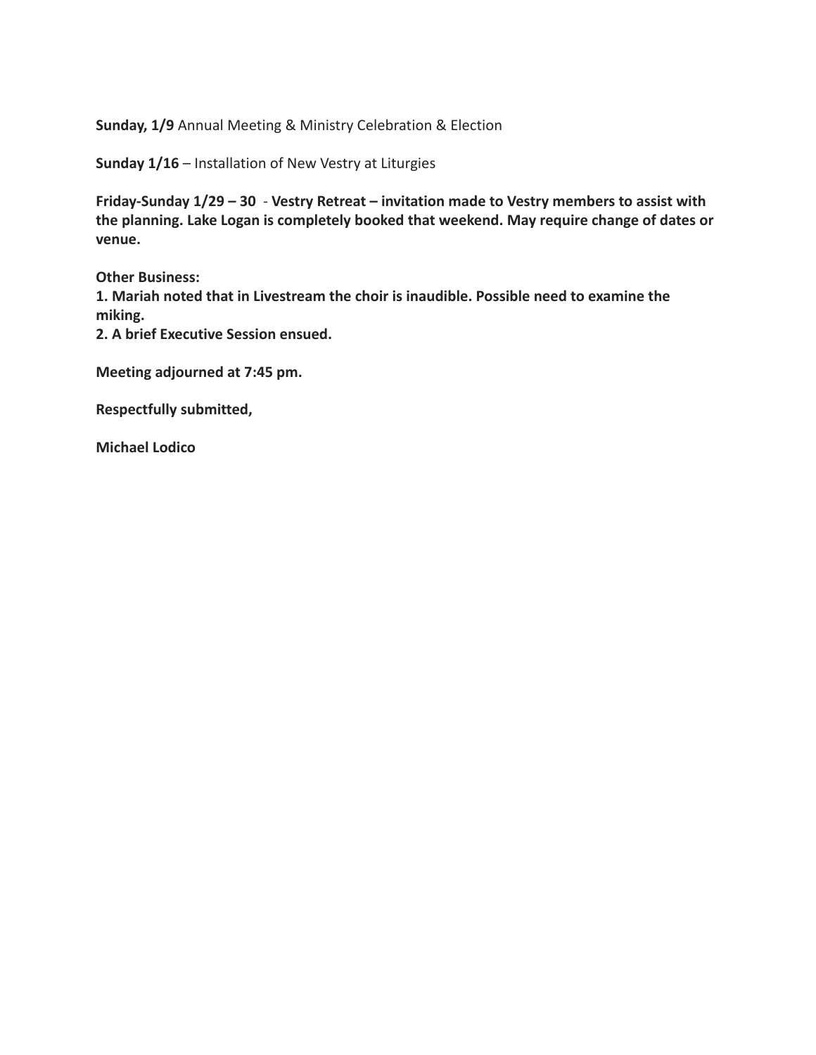**Sunday, 1/9** Annual Meeting & Ministry Celebration & Election

**Sunday 1/16** – Installation of New Vestry at Liturgies

**Friday-Sunday 1/29 – 30** - **Vestry Retreat – invitation made to Vestry members to assist with the planning. Lake Logan is completely booked that weekend. May require change of dates or venue.**

**Other Business:**
**1. Mariah noted that in Livestream the choir is inaudible. Possible need to examine the miking.**
**2. A brief Executive Session ensued.**

**Meeting adjourned at 7:45 pm.**

**Respectfully submitted,**

**Michael Lodico**